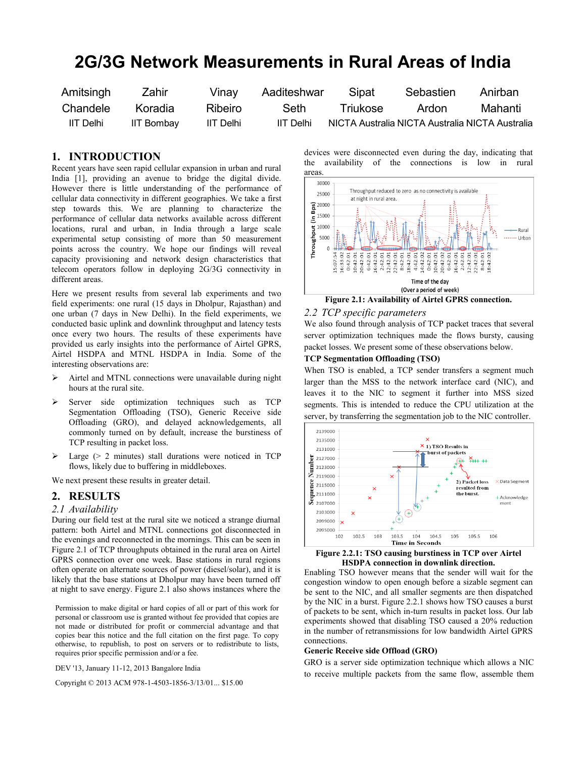# 2G/3G Network Measurements in Rural Areas of India

| | | | | | | |
|---|---|---|---|---|---|---|
| Amitsingh Chandele | Zahir Koradia | Vinay Ribeiro | Aaditeshwar Seth | Sipat Triukose | Sebastien Ardon | Anirban Mahanti |
| IIT Delhi | IIT Bombay | IIT Delhi | IIT Delhi | NICTA Australia | NICTA Australia | NICTA Australia |

## 1. INTRODUCTION

Recent years have seen rapid cellular expansion in urban and rural India [1], providing an avenue to bridge the digital divide. However there is little understanding of the performance of cellular data connectivity in different geographies. We take a first step towards this. We are planning to characterize the performance of cellular data networks available across different locations, rural and urban, in India through a large scale experimental setup consisting of more than 50 measurement points across the country. We hope our findings will reveal capacity provisioning and network design characteristics that telecom operators follow in deploying 2G/3G connectivity in different areas.

Here we present results from several lab experiments and two field experiments: one rural (15 days in Dholpur, Rajasthan) and one urban (7 days in New Delhi). In the field experiments, we conducted basic uplink and downlink throughput and latency tests once every two hours. The results of these experiments have provided us early insights into the performance of Airtel GPRS, Airtel HSDPA and MTNL HSDPA in India. Some of the interesting observations are:

- Airtel and MTNL connections were unavailable during night hours at the rural site.
- Server side optimization techniques such as TCP Segmentation Offloading (TSO), Generic Receive side Offloading (GRO), and delayed acknowledgements, all commonly turned on by default, increase the burstiness of TCP resulting in packet loss.
- Large (> 2 minutes) stall durations were noticed in TCP flows, likely due to buffering in middleboxes.

We next present these results in greater detail.

## 2. RESULTS

### 2.1 Availability

During our field test at the rural site we noticed a strange diurnal pattern: both Airtel and MTNL connections got disconnected in the evenings and reconnected in the mornings. This can be seen in Figure 2.1 of TCP throughputs obtained in the rural area on Airtel GPRS connection over one week. Base stations in rural regions often operate on alternate sources of power (diesel/solar), and it is likely that the base stations at Dholpur may have been turned off at night to save energy. Figure 2.1 also shows instances where the devices were disconnected even during the day, indicating that the availability of the connections is low in rural areas.

Throughput reduced to zero as no connectivity is available at night in rural area.

Throughput (in Bps)

30000
25000
20000
15000
10000
5000
0

15:07:54
16:33:02
0:42:01
10:42:01
20:42:01
6:42:01
16:42:01
2:42:01
12:42:01
22:42:01
8:42:01
18:42:01
4:42:01
14:42:02
0:42:01
10:42:01
20:42:02
6:42:01
16:42:01
2:42:01
12:42:01
22:42:01
8:42:01
18:42:02

Rural
Urban

Time of the day
(Over a period of week)

**Figure 2.1: Availability of Airtel GPRS connection.**

### 2.2 TCP specific parameters

We also found through analysis of TCP packet traces that several server optimization techniques made the flows bursty, causing packet losses. We present some of these observations below.

**TCP Segmentation Offloading (TSO)**

When TSO is enabled, a TCP sender transfers a segment much larger than the MSS to the network interface card (NIC), and leaves it to the NIC to segment it further into MSS sized segments. This is intended to reduce the CPU utilization at the server, by transferring the segmentation job to the NIC controller.

Sequence Number

2139000
2135000
2131000
2127000
2123000
2119000
2115000
2111000
2107000
2103000
2099000
2095000

102
102.5
103
103.5
104
104.5
105
105.5
106

Time in Seconds

1) TSO Results in burst of packets

2) Packet loss resulted from the burst.

Data Segment

Acknowledgement

**Figure 2.2.1: TSO causing burstiness in TCP over Airtel HSDPA connection in downlink direction.**

Enabling TSO however means that the sender will wait for the congestion window to open enough before a sizable segment can be sent to the NIC, and all smaller segments are then dispatched by the NIC in a burst. Figure 2.2.1 shows how TSO causes a burst of packets to be sent, which in-turn results in packet loss. Our lab experiments showed that disabling TSO caused a 20% reduction in the number of retransmissions for low bandwidth Airtel GPRS connections.

**Generic Receive side Offload (GRO)**

GRO is a server side optimization technique which allows a NIC to receive multiple packets from the same flow, assemble them

Permission to make digital or hard copies of all or part of this work for personal or classroom use is granted without fee provided that copies are not made or distributed for profit or commercial advantage and that copies bear this notice and the full citation on the first page. To copy otherwise, to republish, to post on servers or to redistribute to lists, requires prior specific permission and/or a fee.

DEV '13, January 11-12, 2013 Bangalore India

Copyright © 2013 ACM 978-1-4503-1856-3/13/01... $15.00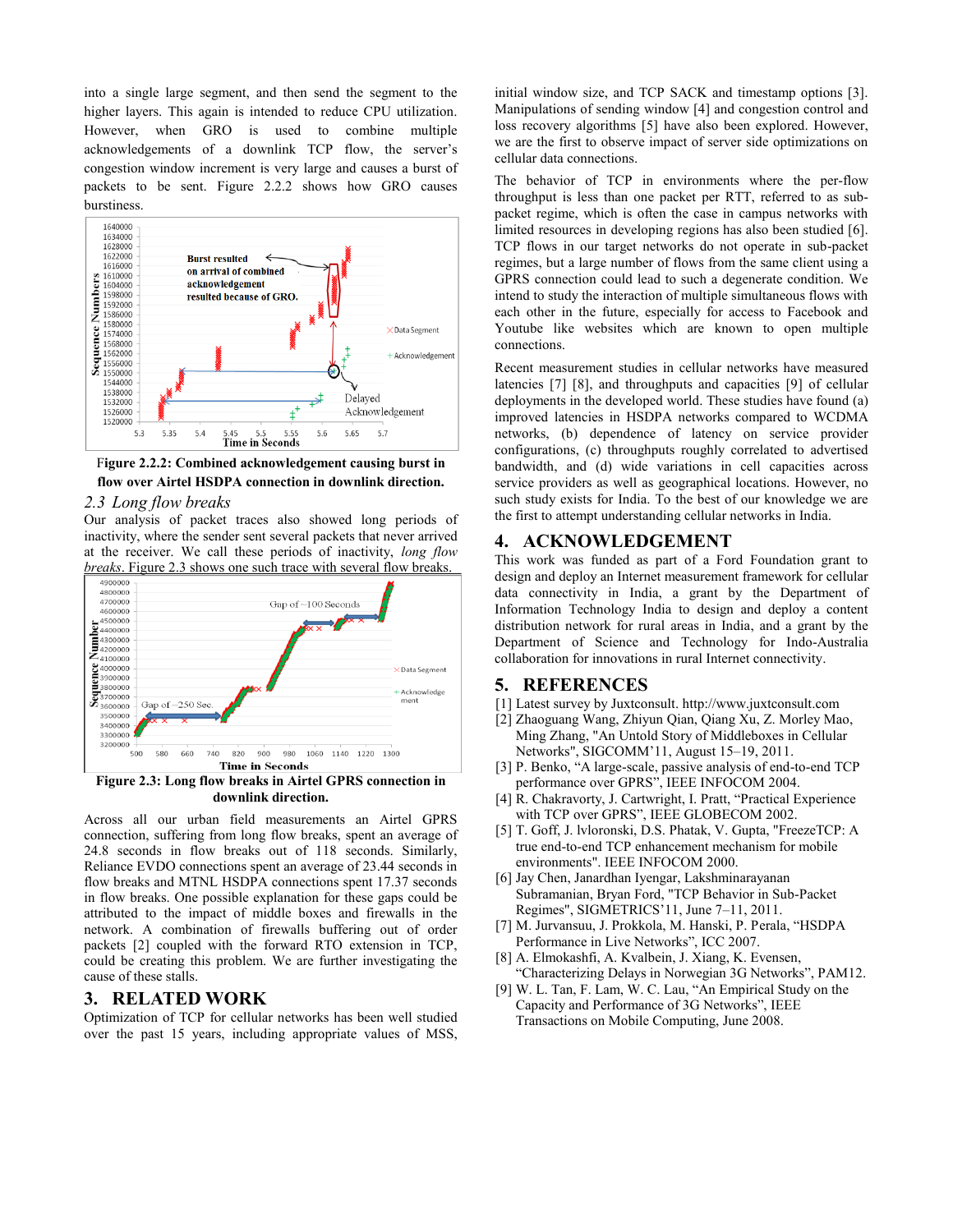into a single large segment, and then send the segment to the higher layers. This again is intended to reduce CPU utilization. However, when GRO is used to combine multiple acknowledgements of a downlink TCP flow, the server's congestion window increment is very large and causes a burst of packets to be sent. Figure 2.2.2 shows how GRO causes burstiness.

Sequence Numbers
1640000
1634000
1628000
1622000
1616000
1610000
1604000
1598000
1592000
1586000
1580000
1574000
1568000
1562000
1556000
1550000
1544000
1538000
1532000
1526000
1520000

Burst resulted on arrival of combined acknowledgement resulted because of GRO.

Delayed Acknowledgement

Data Segment
Acknowledgement

5.3 5.35 5.4 5.45 5.5 5.55 5.6 5.65 5.7
Time in Seconds

**Figure 2.2.2: Combined acknowledgement causing burst in flow over Airtel HSDPA connection in downlink direction.**

### 2.3 Long flow breaks

Our analysis of packet traces also showed long periods of inactivity, where the sender sent several packets that never arrived at the receiver. We call these periods of inactivity, *long flow breaks*. Figure 2.3 shows one such trace with several flow breaks.

Sequence Number
4900000
4800000
4700000
4600000
4500000
4400000
4300000
4200000
4100000
4000000
3900000
3800000
3700000
3600000
3500000
3400000
3300000
3200000

Gap of ~100 Seconds

Gap of ~250 Sec.

Data Segment
Acknowledgement

500 580 660 740 820 900 980 1060 1140 1220 1300
Time in Seconds

**Figure 2.3: Long flow breaks in Airtel GPRS connection in downlink direction.**

Across all our urban field measurements an Airtel GPRS connection, suffering from long flow breaks, spent an average of 24.8 seconds in flow breaks out of 118 seconds. Similarly, Reliance EVDO connections spent an average of 23.44 seconds in flow breaks and MTNL HSDPA connections spent 17.37 seconds in flow breaks. One possible explanation for these gaps could be attributed to the impact of middle boxes and firewalls in the network. A combination of firewalls buffering out of order packets [2] coupled with the forward RTO extension in TCP, could be creating this problem. We are further investigating the cause of these stalls.

## 3. RELATED WORK

Optimization of TCP for cellular networks has been well studied over the past 15 years, including appropriate values of MSS, initial window size, and TCP SACK and timestamp options [3]. Manipulations of sending window [4] and congestion control and loss recovery algorithms [5] have also been explored. However, we are the first to observe impact of server side optimizations on cellular data connections.

The behavior of TCP in environments where the per-flow throughput is less than one packet per RTT, referred to as sub-packet regime, which is often the case in campus networks with limited resources in developing regions has also been studied [6]. TCP flows in our target networks do not operate in sub-packet regimes, but a large number of flows from the same client using a GPRS connection could lead to such a degenerate condition. We intend to study the interaction of multiple simultaneous flows with each other in the future, especially for access to Facebook and Youtube like websites which are known to open multiple connections.

Recent measurement studies in cellular networks have measured latencies [7] [8], and throughputs and capacities [9] of cellular deployments in the developed world. These studies have found (a) improved latencies in HSDPA networks compared to WCDMA networks, (b) dependence of latency on service provider configurations, (c) throughputs roughly correlated to advertised bandwidth, and (d) wide variations in cell capacities across service providers as well as geographical locations. However, no such study exists for India. To the best of our knowledge we are the first to attempt understanding cellular networks in India.

## 4. ACKNOWLEDGEMENT

This work was funded as part of a Ford Foundation grant to design and deploy an Internet measurement framework for cellular data connectivity in India, a grant by the Department of Information Technology India to design and deploy a content distribution network for rural areas in India, and a grant by the Department of Science and Technology for Indo-Australia collaboration for innovations in rural Internet connectivity.

## 5. REFERENCES

[1] Latest survey by Juxtconsult. http://www.juxtconsult.com

[2] Zhaoguang Wang, Zhiyun Qian, Qiang Xu, Z. Morley Mao, Ming Zhang, "An Untold Story of Middleboxes in Cellular Networks", SIGCOMM'11, August 15–19, 2011.

[3] P. Benko, "A large-scale, passive analysis of end-to-end TCP performance over GPRS", IEEE INFOCOM 2004.

[4] R. Chakravorty, J. Cartwright, I. Pratt, "Practical Experience with TCP over GPRS", IEEE GLOBECOM 2002.

[5] T. Goff, J. lvloronski, D.S. Phatak, V. Gupta, "FreezeTCP: A true end-to-end TCP enhancement mechanism for mobile environments". IEEE INFOCOM 2000.

[6] Jay Chen, Janardhan Iyengar, Lakshminarayanan Subramanian, Bryan Ford, "TCP Behavior in Sub-Packet Regimes", SIGMETRICS'11, June 7–11, 2011.

[7] M. Jurvansuu, J. Prokkola, M. Hanski, P. Perala, "HSDPA Performance in Live Networks", ICC 2007.

[8] A. Elmokashfi, A. Kvalbein, J. Xiang, K. Evensen, "Characterizing Delays in Norwegian 3G Networks", PAM12.

[9] W. L. Tan, F. Lam, W. C. Lau, "An Empirical Study on the Capacity and Performance of 3G Networks", IEEE Transactions on Mobile Computing, June 2008.